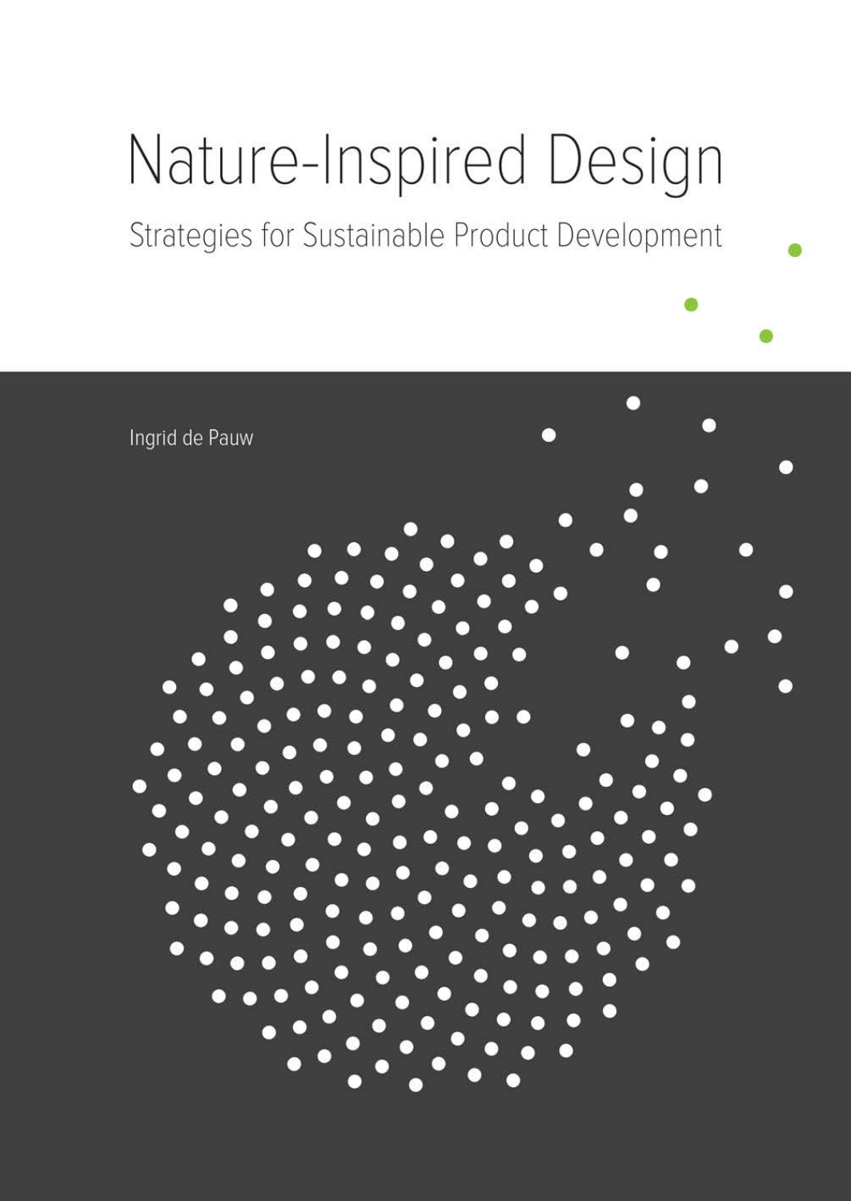# Nature-Inspired Design

## Strategies for Sustainable Product Development

Ingrid de Pauw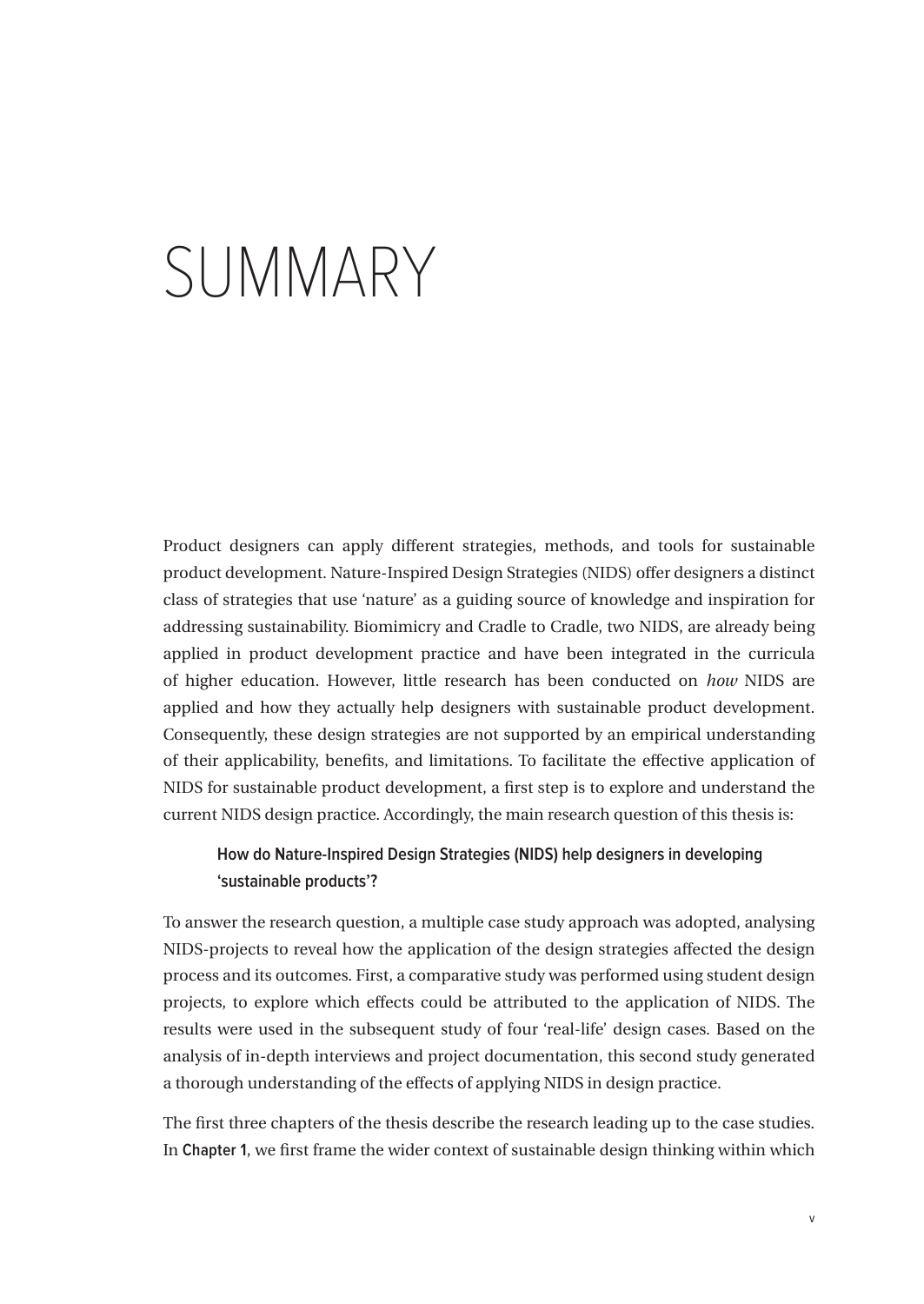# SUMMARY

Product designers can apply different strategies, methods, and tools for sustainable product development. Nature-Inspired Design Strategies (NIDS) offer designers a distinct class of strategies that use 'nature' as a guiding source of knowledge and inspiration for addressing sustainability. Biomimicry and Cradle to Cradle, two NIDS, are already being applied in product development practice and have been integrated in the curricula of higher education. However, little research has been conducted on *how* NIDS are applied and how they actually help designers with sustainable product development. Consequently, these design strategies are not supported by an empirical understanding of their applicability, benefits, and limitations. To facilitate the effective application of NIDS for sustainable product development, a first step is to explore and understand the current NIDS design practice. Accordingly, the main research question of this thesis is:

> **How do Nature-Inspired Design Strategies (NIDS) help designers in developing 'sustainable products'?**

To answer the research question, a multiple case study approach was adopted, analysing NIDS-projects to reveal how the application of the design strategies affected the design process and its outcomes. First, a comparative study was performed using student design projects, to explore which effects could be attributed to the application of NIDS. The results were used in the subsequent study of four 'real-life' design cases. Based on the analysis of in-depth interviews and project documentation, this second study generated a thorough understanding of the effects of applying NIDS in design practice.

The first three chapters of the thesis describe the research leading up to the case studies. In **Chapter 1**, we first frame the wider context of sustainable design thinking within which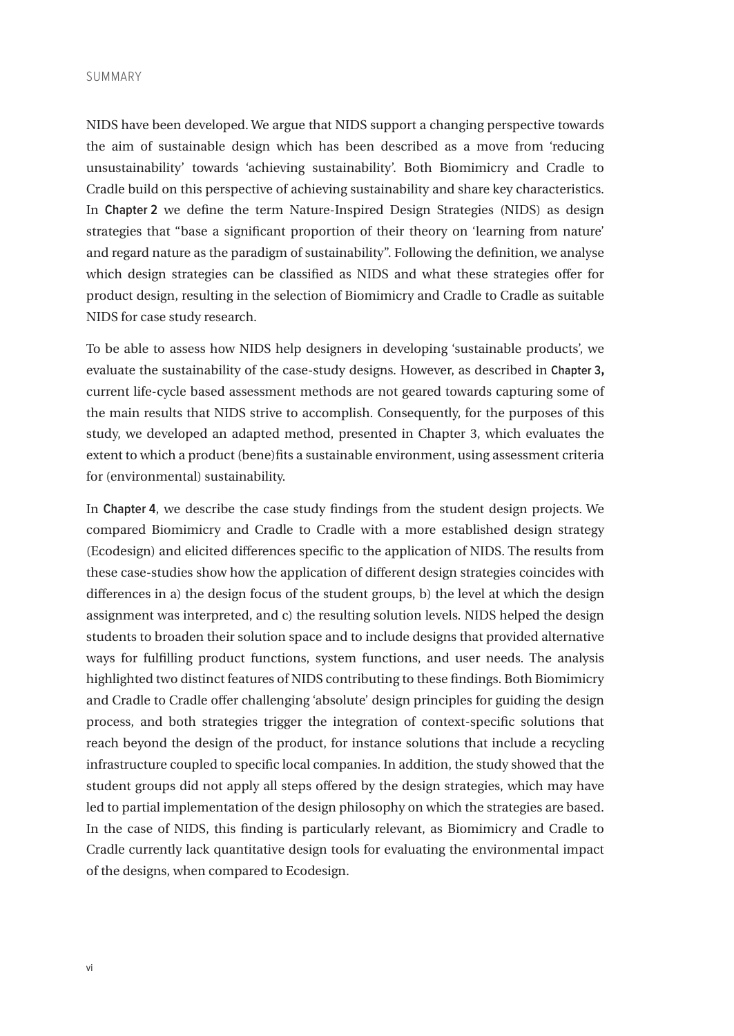NIDS have been developed. We argue that NIDS support a changing perspective towards the aim of sustainable design which has been described as a move from 'reducing unsustainability' towards 'achieving sustainability'. Both Biomimicry and Cradle to Cradle build on this perspective of achieving sustainability and share key characteristics. In **Chapter 2** we define the term Nature-Inspired Design Strategies (NIDS) as design strategies that "base a significant proportion of their theory on 'learning from nature' and regard nature as the paradigm of sustainability". Following the definition, we analyse which design strategies can be classified as NIDS and what these strategies offer for product design, resulting in the selection of Biomimicry and Cradle to Cradle as suitable NIDS for case study research.

To be able to assess how NIDS help designers in developing 'sustainable products', we evaluate the sustainability of the case-study designs. However, as described in **Chapter 3,** current life-cycle based assessment methods are not geared towards capturing some of the main results that NIDS strive to accomplish. Consequently, for the purposes of this study, we developed an adapted method, presented in Chapter 3, which evaluates the extent to which a product (bene)fits a sustainable environment, using assessment criteria for (environmental) sustainability.

In **Chapter 4**, we describe the case study findings from the student design projects. We compared Biomimicry and Cradle to Cradle with a more established design strategy (Ecodesign) and elicited differences specific to the application of NIDS. The results from these case-studies show how the application of different design strategies coincides with differences in a) the design focus of the student groups, b) the level at which the design assignment was interpreted, and c) the resulting solution levels. NIDS helped the design students to broaden their solution space and to include designs that provided alternative ways for fulfilling product functions, system functions, and user needs. The analysis highlighted two distinct features of NIDS contributing to these findings. Both Biomimicry and Cradle to Cradle offer challenging 'absolute' design principles for guiding the design process, and both strategies trigger the integration of context-specific solutions that reach beyond the design of the product, for instance solutions that include a recycling infrastructure coupled to specific local companies. In addition, the study showed that the student groups did not apply all steps offered by the design strategies, which may have led to partial implementation of the design philosophy on which the strategies are based. In the case of NIDS, this finding is particularly relevant, as Biomimicry and Cradle to Cradle currently lack quantitative design tools for evaluating the environmental impact of the designs, when compared to Ecodesign.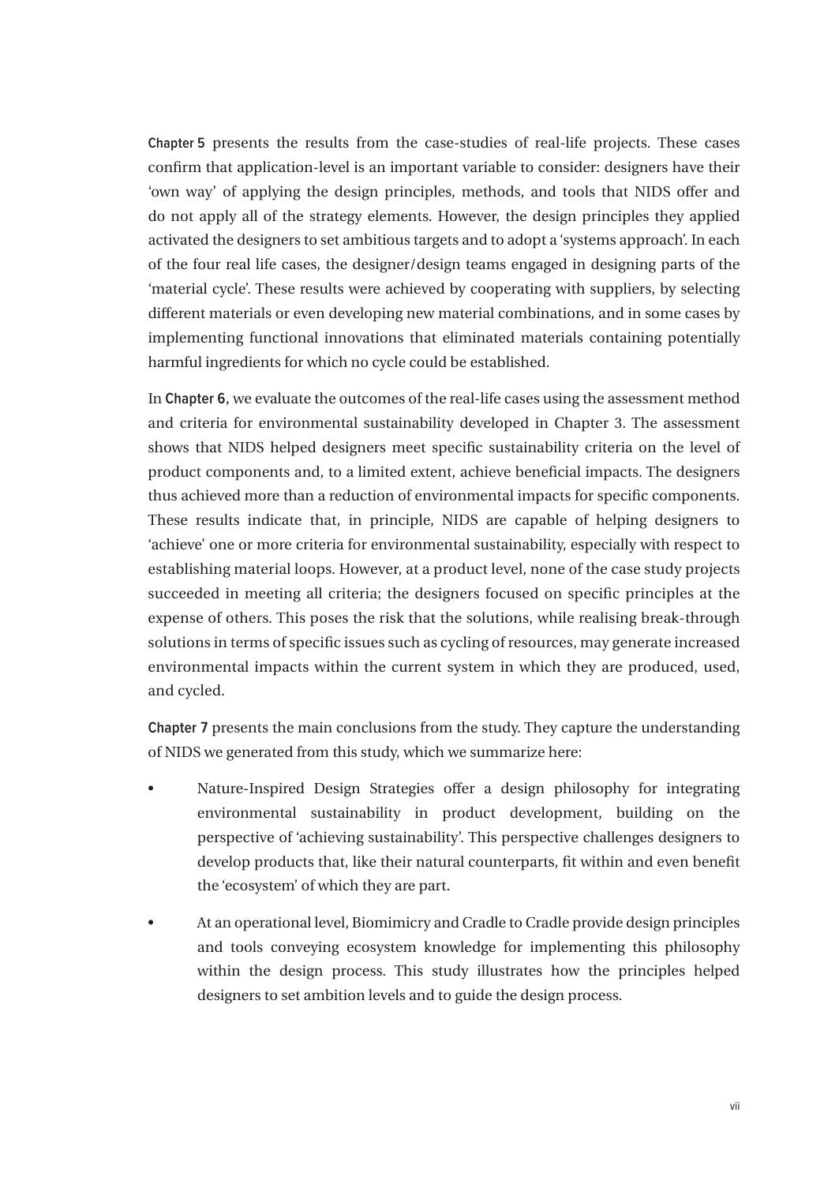**Chapter 5** presents the results from the case-studies of real-life projects. These cases confirm that application-level is an important variable to consider: designers have their 'own way' of applying the design principles, methods, and tools that NIDS offer and do not apply all of the strategy elements. However, the design principles they applied activated the designers to set ambitious targets and to adopt a 'systems approach'. In each of the four real life cases, the designer/design teams engaged in designing parts of the 'material cycle'. These results were achieved by cooperating with suppliers, by selecting different materials or even developing new material combinations, and in some cases by implementing functional innovations that eliminated materials containing potentially harmful ingredients for which no cycle could be established.

In **Chapter 6**, we evaluate the outcomes of the real-life cases using the assessment method and criteria for environmental sustainability developed in Chapter 3. The assessment shows that NIDS helped designers meet specific sustainability criteria on the level of product components and, to a limited extent, achieve beneficial impacts. The designers thus achieved more than a reduction of environmental impacts for specific components. These results indicate that, in principle, NIDS are capable of helping designers to 'achieve' one or more criteria for environmental sustainability, especially with respect to establishing material loops. However, at a product level, none of the case study projects succeeded in meeting all criteria; the designers focused on specific principles at the expense of others. This poses the risk that the solutions, while realising break-through solutions in terms of specific issues such as cycling of resources, may generate increased environmental impacts within the current system in which they are produced, used, and cycled.

**Chapter 7** presents the main conclusions from the study. They capture the understanding of NIDS we generated from this study, which we summarize here:

- Nature-Inspired Design Strategies offer a design philosophy for integrating environmental sustainability in product development, building on the perspective of 'achieving sustainability'. This perspective challenges designers to develop products that, like their natural counterparts, fit within and even benefit the 'ecosystem' of which they are part.
- At an operational level, Biomimicry and Cradle to Cradle provide design principles and tools conveying ecosystem knowledge for implementing this philosophy within the design process. This study illustrates how the principles helped designers to set ambition levels and to guide the design process.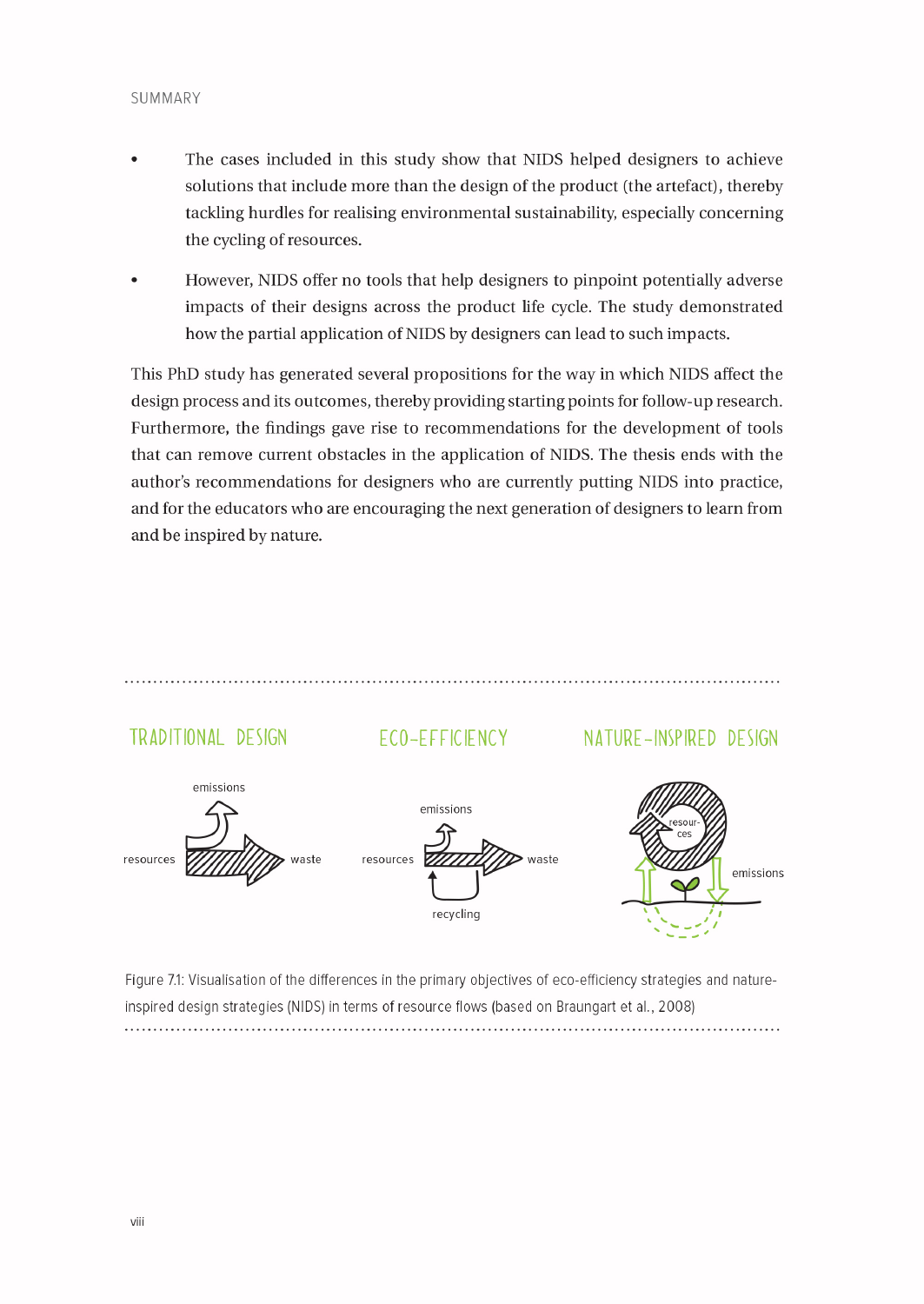- The cases included in this study show that NIDS helped designers to achieve solutions that include more than the design of the product (the artefact), thereby tackling hurdles for realising environmental sustainability, especially concerning the cycling of resources.
- However, NIDS offer no tools that help designers to pinpoint potentially adverse impacts of their designs across the product life cycle. The study demonstrated how the partial application of NIDS by designers can lead to such impacts.

This PhD study has generated several propositions for the way in which NIDS affect the design process and its outcomes, thereby providing starting points for follow-up research. Furthermore, the findings gave rise to recommendations for the development of tools that can remove current obstacles in the application of NIDS. The thesis ends with the author's recommendations for designers who are currently putting NIDS into practice, and for the educators who are encouraging the next generation of designers to learn from and be inspired by nature.

TRADITIONAL DESIGN — emissions, resources, waste

ECO-EFFICIENCY — emissions, resources, waste, recycling

NATURE-INSPIRED DESIGN — resources, emissions

Figure 7.1: Visualisation of the differences in the primary objectives of eco-efficiency strategies and nature-inspired design strategies (NIDS) in terms of resource flows (based on Braungart et al., 2008)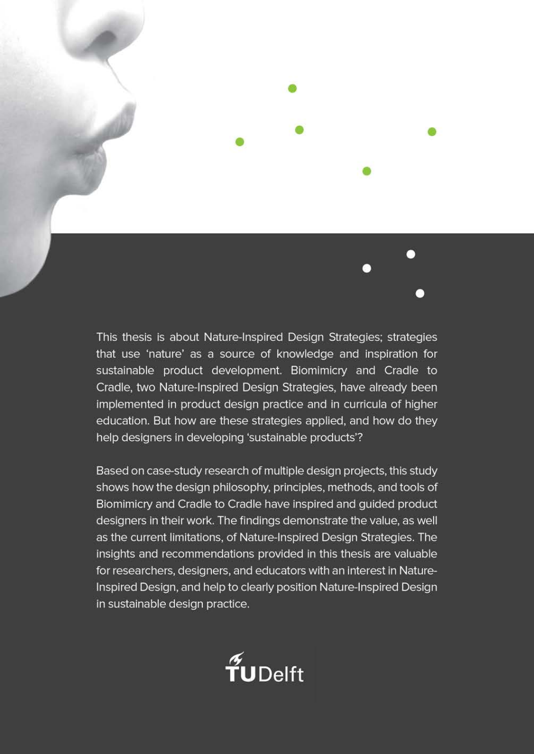This thesis is about Nature-Inspired Design Strategies; strategies that use ‘nature’ as a source of knowledge and inspiration for sustainable product development. Biomimicry and Cradle to Cradle, two Nature-Inspired Design Strategies, have already been implemented in product design practice and in curricula of higher education. But how are these strategies applied, and how do they help designers in developing ‘sustainable products’?

Based on case-study research of multiple design projects, this study shows how the design philosophy, principles, methods, and tools of Biomimicry and Cradle to Cradle have inspired and guided product designers in their work. The findings demonstrate the value, as well as the current limitations, of Nature-Inspired Design Strategies. The insights and recommendations provided in this thesis are valuable for researchers, designers, and educators with an interest in Nature-Inspired Design, and help to clearly position Nature-Inspired Design in sustainable design practice.

TU Delft